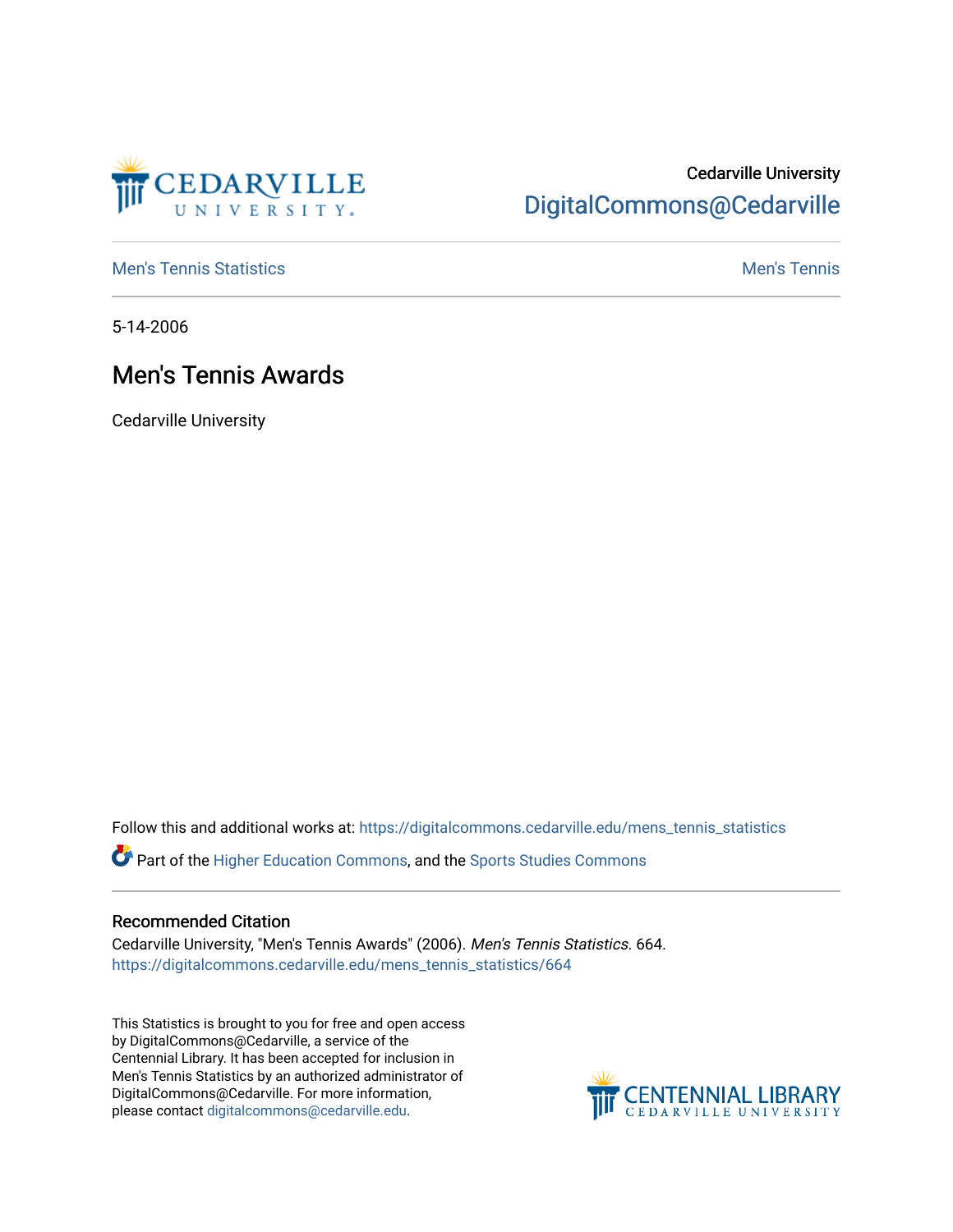Cedarville University

DigitalCommons@Cedarville

Men's Tennis Statistics

Men's Tennis

5-14-2006

# Men's Tennis Awards

Cedarville University

Follow this and additional works at: https://digitalcommons.cedarville.edu/mens_tennis_statistics

Part of the Higher Education Commons, and the Sports Studies Commons

## Recommended Citation

Cedarville University, "Men's Tennis Awards" (2006). *Men's Tennis Statistics*. 664.
https://digitalcommons.cedarville.edu/mens_tennis_statistics/664

This Statistics is brought to you for free and open access by DigitalCommons@Cedarville, a service of the Centennial Library. It has been accepted for inclusion in Men's Tennis Statistics by an authorized administrator of DigitalCommons@Cedarville. For more information, please contact digitalcommons@cedarville.edu.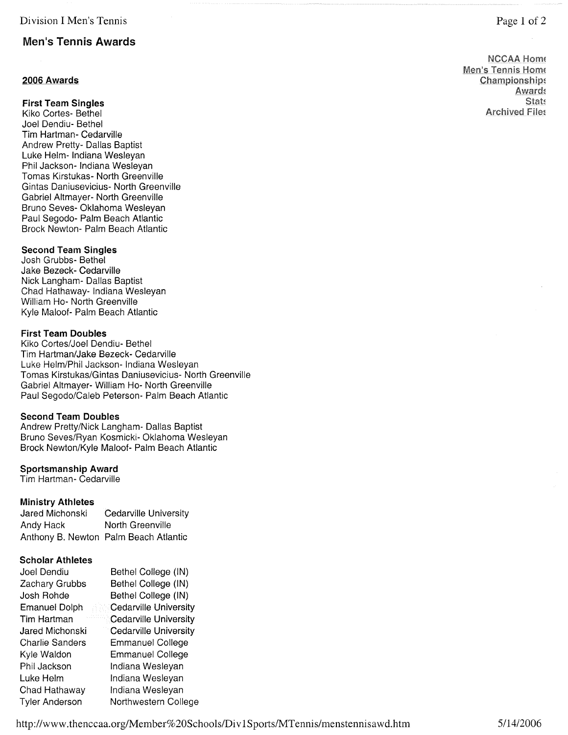# Men's Tennis Awards

NCCAA Home
Men's Tennis Home
Championships
Awards
Stats
Archived Files

## 2006 Awards

### First Team Singles

Kiko Cortes- Bethel
Joel Dendiu- Bethel
Tim Hartman- Cedarville
Andrew Pretty- Dallas Baptist
Luke Helm- Indiana Wesleyan
Phil Jackson- Indiana Wesleyan
Tomas Kirstukas- North Greenville
Gintas Daniusevicius- North Greenville
Gabriel Altmayer- North Greenville
Bruno Seves- Oklahoma Wesleyan
Paul Segodo- Palm Beach Atlantic
Brock Newton- Palm Beach Atlantic

### Second Team Singles

Josh Grubbs- Bethel
Jake Bezeck- Cedarville
Nick Langham- Dallas Baptist
Chad Hathaway- Indiana Wesleyan
William Ho- North Greenville
Kyle Maloof- Palm Beach Atlantic

### First Team Doubles

Kiko Cortes/Joel Dendiu- Bethel
Tim Hartman/Jake Bezeck- Cedarville
Luke Helm/Phil Jackson- Indiana Wesleyan
Tomas Kirstukas/Gintas Daniusevicius- North Greenville
Gabriel Altmayer- William Ho- North Greenville
Paul Segodo/Caleb Peterson- Palm Beach Atlantic

### Second Team Doubles

Andrew Pretty/Nick Langham- Dallas Baptist
Bruno Seves/Ryan Kosmicki- Oklahoma Wesleyan
Brock Newton/Kyle Maloof- Palm Beach Atlantic

### Sportsmanship Award

Tim Hartman- Cedarville

### Ministry Athletes

| | |
|---|---|
| Jared Michonski | Cedarville University |
| Andy Hack | North Greenville |
| Anthony B. Newton | Palm Beach Atlantic |

### Scholar Athletes

| | |
|---|---|
| Joel Dendiu | Bethel College (IN) |
| Zachary Grubbs | Bethel College (IN) |
| Josh Rohde | Bethel College (IN) |
| Emanuel Dolph | Cedarville University |
| Tim Hartman | Cedarville University |
| Jared Michonski | Cedarville University |
| Charlie Sanders | Emmanuel College |
| Kyle Waldon | Emmanuel College |
| Phil Jackson | Indiana Wesleyan |
| Luke Helm | Indiana Wesleyan |
| Chad Hathaway | Indiana Wesleyan |
| Tyler Anderson | Northwestern College |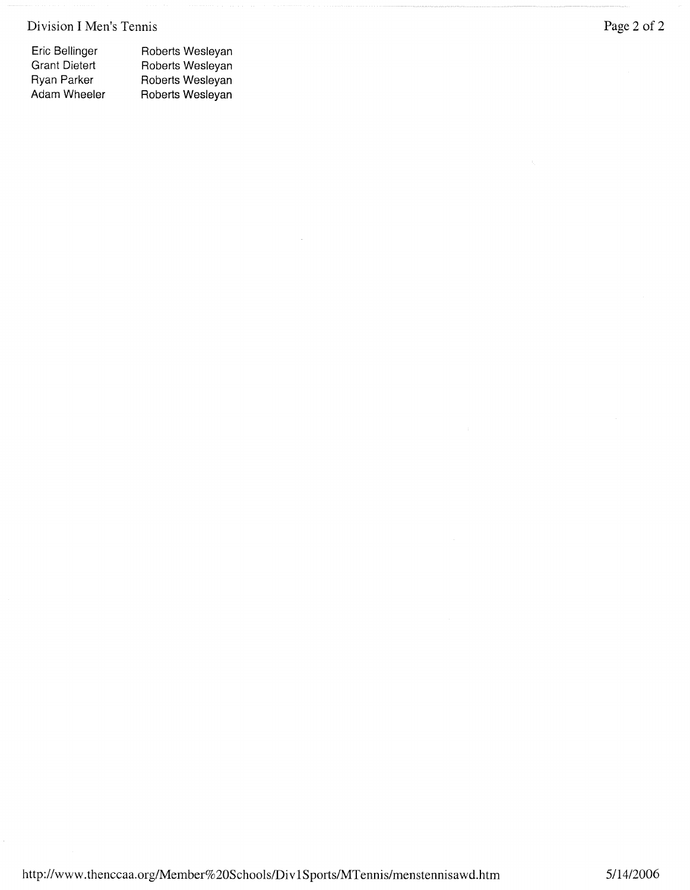| | |
|---|---|
| Eric Bellinger | Roberts Wesleyan |
| Grant Dietert | Roberts Wesleyan |
| Ryan Parker | Roberts Wesleyan |
| Adam Wheeler | Roberts Wesleyan |